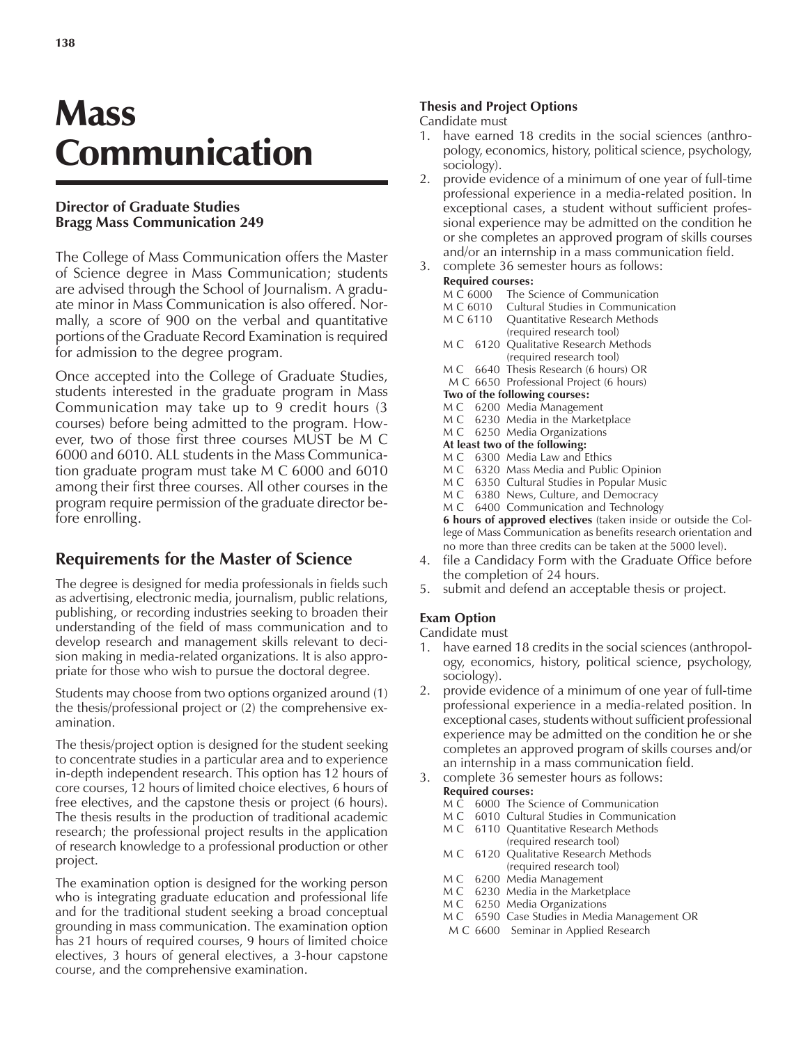# Mass Communication

**Director of Graduate Studies**
**Bragg Mass Communication 249**

The College of Mass Communication offers the Master of Science degree in Mass Communication; students are advised through the School of Journalism. A graduate minor in Mass Communication is also offered. Normally, a score of 900 on the verbal and quantitative portions of the Graduate Record Examination is required for admission to the degree program.

Once accepted into the College of Graduate Studies, students interested in the graduate program in Mass Communication may take up to 9 credit hours (3 courses) before being admitted to the program. However, two of those first three courses MUST be M C 6000 and 6010. ALL students in the Mass Communication graduate program must take M C 6000 and 6010 among their first three courses. All other courses in the program require permission of the graduate director before enrolling.

## Requirements for the Master of Science

The degree is designed for media professionals in fields such as advertising, electronic media, journalism, public relations, publishing, or recording industries seeking to broaden their understanding of the field of mass communication and to develop research and management skills relevant to decision making in media-related organizations. It is also appropriate for those who wish to pursue the doctoral degree.

Students may choose from two options organized around (1) the thesis/professional project or (2) the comprehensive examination.

The thesis/project option is designed for the student seeking to concentrate studies in a particular area and to experience in-depth independent research. This option has 12 hours of core courses, 12 hours of limited choice electives, 6 hours of free electives, and the capstone thesis or project (6 hours). The thesis results in the production of traditional academic research; the professional project results in the application of research knowledge to a professional production or other project.

The examination option is designed for the working person who is integrating graduate education and professional life and for the traditional student seeking a broad conceptual grounding in mass communication. The examination option has 21 hours of required courses, 9 hours of limited choice electives, 3 hours of general electives, a 3-hour capstone course, and the comprehensive examination.

### Thesis and Project Options

Candidate must

1. have earned 18 credits in the social sciences (anthropology, economics, history, political science, psychology, sociology).
2. provide evidence of a minimum of one year of full-time professional experience in a media-related position. In exceptional cases, a student without sufficient professional experience may be admitted on the condition he or she completes an approved program of skills courses and/or an internship in a mass communication field.
3. complete 36 semester hours as follows:

   **Required courses:**
   M C 6000 The Science of Communication
   M C 6010 Cultural Studies in Communication
   M C 6110 Quantitative Research Methods (required research tool)
   M C 6120 Qualitative Research Methods (required research tool)
   M C 6640 Thesis Research (6 hours) OR
   M C 6650 Professional Project (6 hours)

   **Two of the following courses:**
   M C 6200 Media Management
   M C 6230 Media in the Marketplace
   M C 6250 Media Organizations

   **At least two of the following:**
   M C 6300 Media Law and Ethics
   M C 6320 Mass Media and Public Opinion
   M C 6350 Cultural Studies in Popular Music
   M C 6380 News, Culture, and Democracy
   M C 6400 Communication and Technology

   **6 hours of approved electives** (taken inside or outside the College of Mass Communication as benefits research orientation and no more than three credits can be taken at the 5000 level).
4. file a Candidacy Form with the Graduate Office before the completion of 24 hours.
5. submit and defend an acceptable thesis or project.

### Exam Option

Candidate must

1. have earned 18 credits in the social sciences (anthropology, economics, history, political science, psychology, sociology).
2. provide evidence of a minimum of one year of full-time professional experience in a media-related position. In exceptional cases, students without sufficient professional experience may be admitted on the condition he or she completes an approved program of skills courses and/or an internship in a mass communication field.
3. complete 36 semester hours as follows:

   **Required courses:**
   M C 6000 The Science of Communication
   M C 6010 Cultural Studies in Communication
   M C 6110 Quantitative Research Methods (required research tool)
   M C 6120 Qualitative Research Methods (required research tool)
   M C 6200 Media Management
   M C 6230 Media in the Marketplace
   M C 6250 Media Organizations
   M C 6590 Case Studies in Media Management OR
   M C 6600 Seminar in Applied Research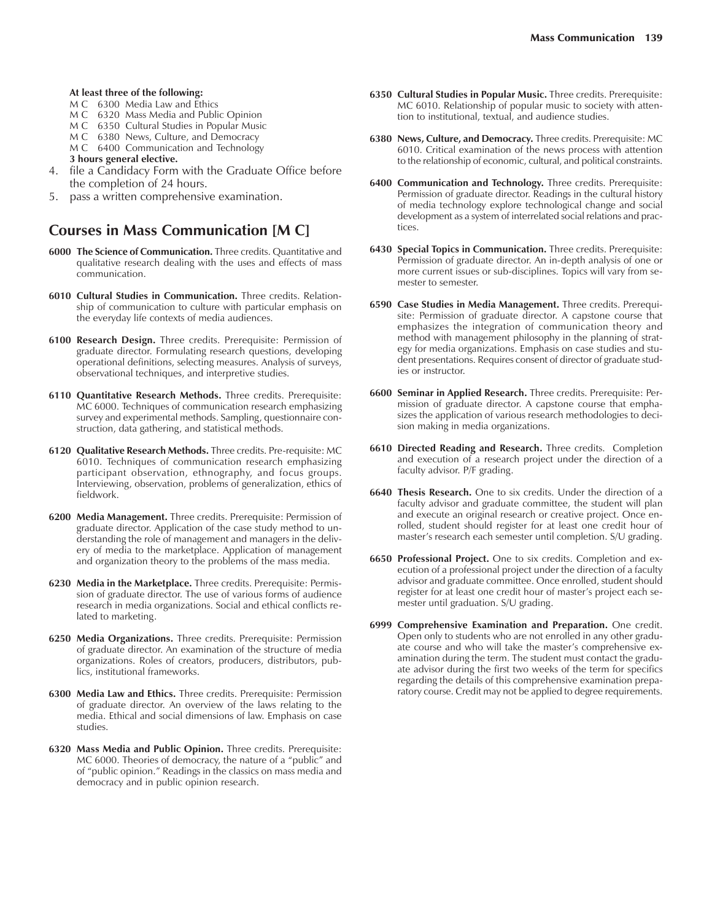**At least three of the following:**

M C 6300 Media Law and Ethics
M C 6320 Mass Media and Public Opinion
M C 6350 Cultural Studies in Popular Music
M C 6380 News, Culture, and Democracy
M C 6400 Communication and Technology

**3 hours general elective.**

4. file a Candidacy Form with the Graduate Office before the completion of 24 hours.
5. pass a written comprehensive examination.

## Courses in Mass Communication [M C]

**6000 The Science of Communication.** Three credits. Quantitative and qualitative research dealing with the uses and effects of mass communication.

**6010 Cultural Studies in Communication.** Three credits. Relationship of communication to culture with particular emphasis on the everyday life contexts of media audiences.

**6100 Research Design.** Three credits. Prerequisite: Permission of graduate director. Formulating research questions, developing operational definitions, selecting measures. Analysis of surveys, observational techniques, and interpretive studies.

**6110 Quantitative Research Methods.** Three credits. Prerequisite: MC 6000. Techniques of communication research emphasizing survey and experimental methods. Sampling, questionnaire construction, data gathering, and statistical methods.

**6120 Qualitative Research Methods.** Three credits. Pre-requisite: MC 6010. Techniques of communication research emphasizing participant observation, ethnography, and focus groups. Interviewing, observation, problems of generalization, ethics of fieldwork.

**6200 Media Management.** Three credits. Prerequisite: Permission of graduate director. Application of the case study method to understanding the role of management and managers in the delivery of media to the marketplace. Application of management and organization theory to the problems of the mass media.

**6230 Media in the Marketplace.** Three credits. Prerequisite: Permission of graduate director. The use of various forms of audience research in media organizations. Social and ethical conflicts related to marketing.

**6250 Media Organizations.** Three credits. Prerequisite: Permission of graduate director. An examination of the structure of media organizations. Roles of creators, producers, distributors, publics, institutional frameworks.

**6300 Media Law and Ethics.** Three credits. Prerequisite: Permission of graduate director. An overview of the laws relating to the media. Ethical and social dimensions of law. Emphasis on case studies.

**6320 Mass Media and Public Opinion.** Three credits. Prerequisite: MC 6000. Theories of democracy, the nature of a "public" and of "public opinion." Readings in the classics on mass media and democracy and in public opinion research.

**6350 Cultural Studies in Popular Music.** Three credits. Prerequisite: MC 6010. Relationship of popular music to society with attention to institutional, textual, and audience studies.

**6380 News, Culture, and Democracy.** Three credits. Prerequisite: MC 6010. Critical examination of the news process with attention to the relationship of economic, cultural, and political constraints.

**6400 Communication and Technology.** Three credits. Prerequisite: Permission of graduate director. Readings in the cultural history of media technology explore technological change and social development as a system of interrelated social relations and practices.

**6430 Special Topics in Communication.** Three credits. Prerequisite: Permission of graduate director. An in-depth analysis of one or more current issues or sub-disciplines. Topics will vary from semester to semester.

**6590 Case Studies in Media Management.** Three credits. Prerequisite: Permission of graduate director. A capstone course that emphasizes the integration of communication theory and method with management philosophy in the planning of strategy for media organizations. Emphasis on case studies and student presentations. Requires consent of director of graduate studies or instructor.

**6600 Seminar in Applied Research.** Three credits. Prerequisite: Permission of graduate director. A capstone course that emphasizes the application of various research methodologies to decision making in media organizations.

**6610 Directed Reading and Research.** Three credits. Completion and execution of a research project under the direction of a faculty advisor. P/F grading.

**6640 Thesis Research.** One to six credits. Under the direction of a faculty advisor and graduate committee, the student will plan and execute an original research or creative project. Once enrolled, student should register for at least one credit hour of master's research each semester until completion. S/U grading.

**6650 Professional Project.** One to six credits. Completion and execution of a professional project under the direction of a faculty advisor and graduate committee. Once enrolled, student should register for at least one credit hour of master's project each semester until graduation. S/U grading.

**6999 Comprehensive Examination and Preparation.** One credit. Open only to students who are not enrolled in any other graduate course and who will take the master's comprehensive examination during the term. The student must contact the graduate advisor during the first two weeks of the term for specifics regarding the details of this comprehensive examination preparatory course. Credit may not be applied to degree requirements.